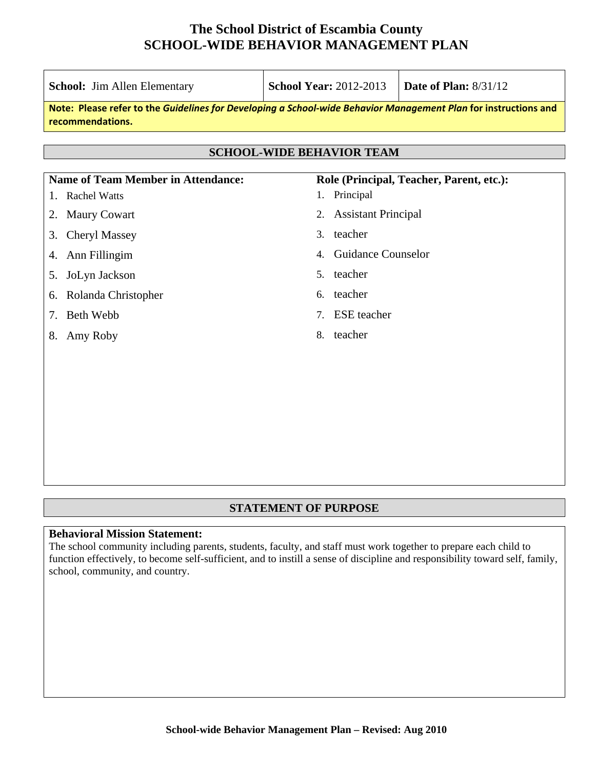# The School District of Escambia County
# SCHOOL-WIDE BEHAVIOR MANAGEMENT PLAN

| **School:** Jim Allen Elementary | **School Year:** 2012-2013 | **Date of Plan:** 8/31/12 |
|---|---|---|

**Note: Please refer to the *Guidelines for Developing a School-wide Behavior Management Plan* for instructions and recommendations.**

## SCHOOL-WIDE BEHAVIOR TEAM

| Name of Team Member in Attendance: | Role (Principal, Teacher, Parent, etc.): |
|---|---|
| 1. Rachel Watts | 1. Principal |
| 2. Maury Cowart | 2. Assistant Principal |
| 3. Cheryl Massey | 3. teacher |
| 4. Ann Fillingim | 4. Guidance Counselor |
| 5. JoLyn Jackson | 5. teacher |
| 6. Rolanda Christopher | 6. teacher |
| 7. Beth Webb | 7. ESE teacher |
| 8. Amy Roby | 8. teacher |

## STATEMENT OF PURPOSE

**Behavioral Mission Statement:**
The school community including parents, students, faculty, and staff must work together to prepare each child to function effectively, to become self-sufficient, and to instill a sense of discipline and responsibility toward self, family, school, community, and country.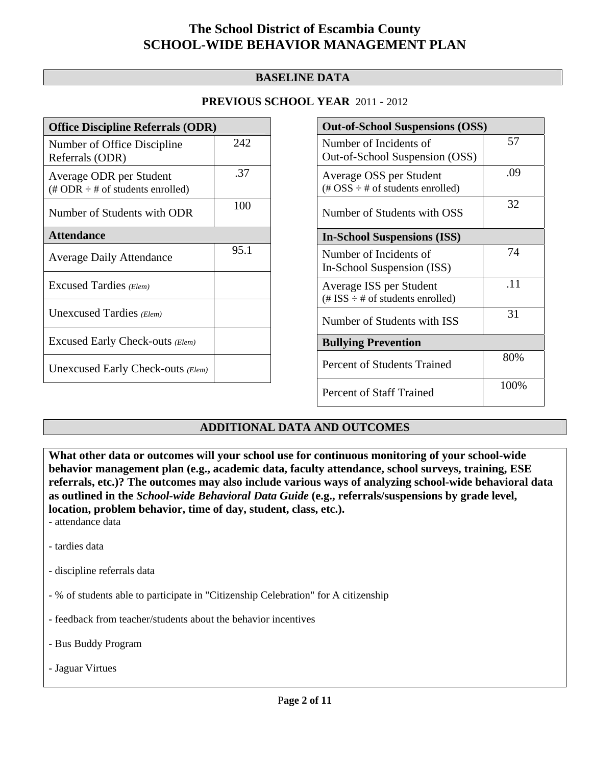# The School District of Escambia County
# SCHOOL-WIDE BEHAVIOR MANAGEMENT PLAN

## BASELINE DATA

### PREVIOUS SCHOOL YEAR 2011 - 2012

| Office Discipline Referrals (ODR) | |
|---|---|
| Number of Office Discipline Referrals (ODR) | 242 |
| Average ODR per Student (# ODR ÷ # of students enrolled) | .37 |
| Number of Students with ODR | 100 |
| **Attendance** | |
| Average Daily Attendance | 95.1 |
| Excused Tardies *(Elem)* | |
| Unexcused Tardies *(Elem)* | |
| Excused Early Check-outs *(Elem)* | |
| Unexcused Early Check-outs *(Elem)* | |

| Out-of-School Suspensions (OSS) | |
|---|---|
| Number of Incidents of Out-of-School Suspension (OSS) | 57 |
| Average OSS per Student (# OSS ÷ # of students enrolled) | .09 |
| Number of Students with OSS | 32 |
| **In-School Suspensions (ISS)** | |
| Number of Incidents of In-School Suspension (ISS) | 74 |
| Average ISS per Student (# ISS ÷ # of students enrolled) | .11 |
| Number of Students with ISS | 31 |
| **Bullying Prevention** | |
| Percent of Students Trained | 80% |
| Percent of Staff Trained | 100% |

## ADDITIONAL DATA AND OUTCOMES

**What other data or outcomes will your school use for continuous monitoring of your school-wide behavior management plan (e.g., academic data, faculty attendance, school surveys, training, ESE referrals, etc.)? The outcomes may also include various ways of analyzing school-wide behavioral data as outlined in the *School-wide Behavioral Data Guide* (e.g., referrals/suspensions by grade level, location, problem behavior, time of day, student, class, etc.).**

- attendance data

- tardies data

- discipline referrals data

- % of students able to participate in "Citizenship Celebration" for A citizenship

- feedback from teacher/students about the behavior incentives

- Bus Buddy Program

- Jaguar Virtues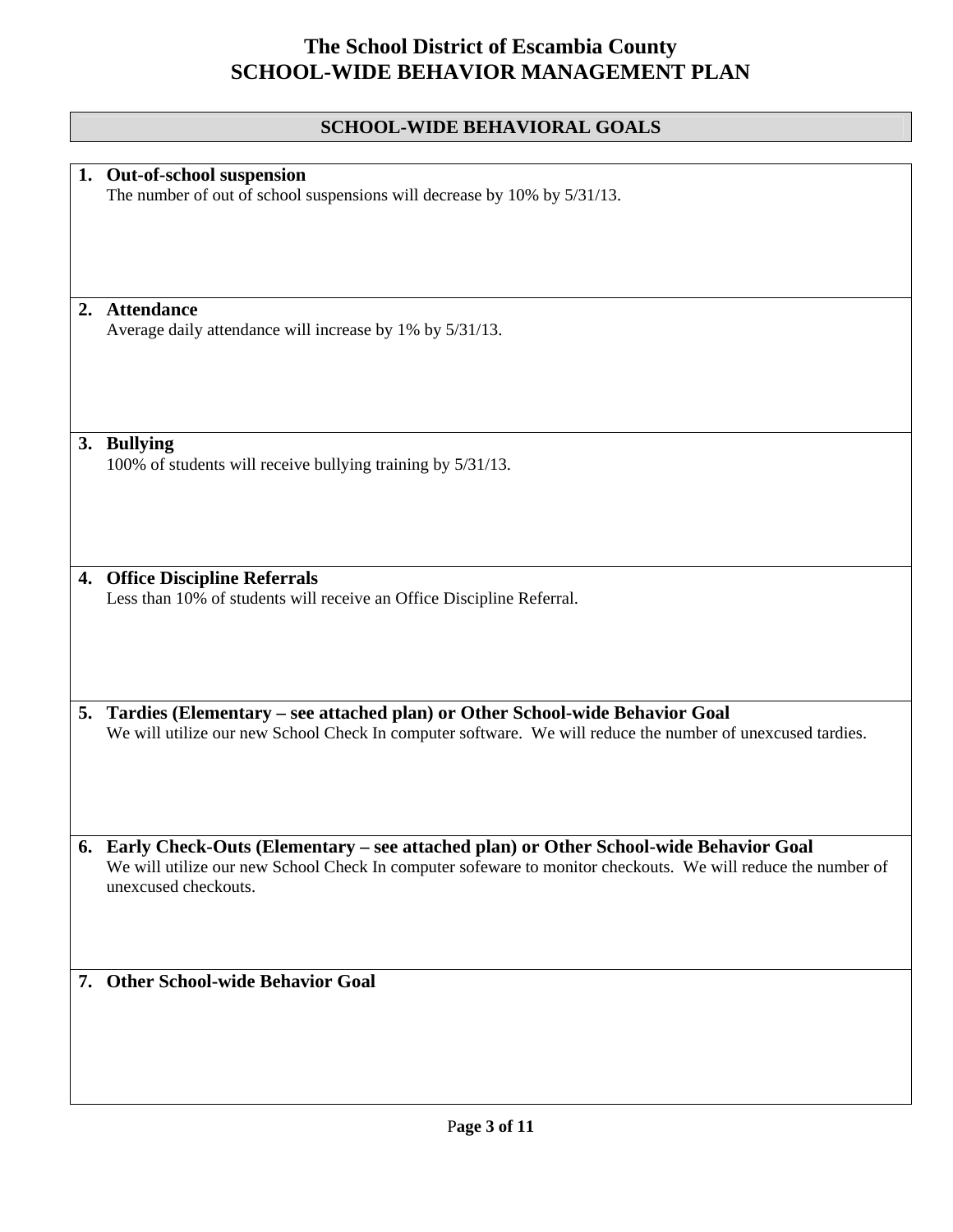# The School District of Escambia County
# SCHOOL-WIDE BEHAVIOR MANAGEMENT PLAN

## SCHOOL-WIDE BEHAVIORAL GOALS

1. **Out-of-school suspension**
   The number of out of school suspensions will decrease by 10% by 5/31/13.

2. **Attendance**
   Average daily attendance will increase by 1% by 5/31/13.

3. **Bullying**
   100% of students will receive bullying training by 5/31/13.

4. **Office Discipline Referrals**
   Less than 10% of students will receive an Office Discipline Referral.

5. **Tardies (Elementary – see attached plan) or Other School-wide Behavior Goal**
   We will utilize our new School Check In computer software. We will reduce the number of unexcused tardies.

6. **Early Check-Outs (Elementary – see attached plan) or Other School-wide Behavior Goal**
   We will utilize our new School Check In computer sofeware to monitor checkouts. We will reduce the number of unexcused checkouts.

7. **Other School-wide Behavior Goal**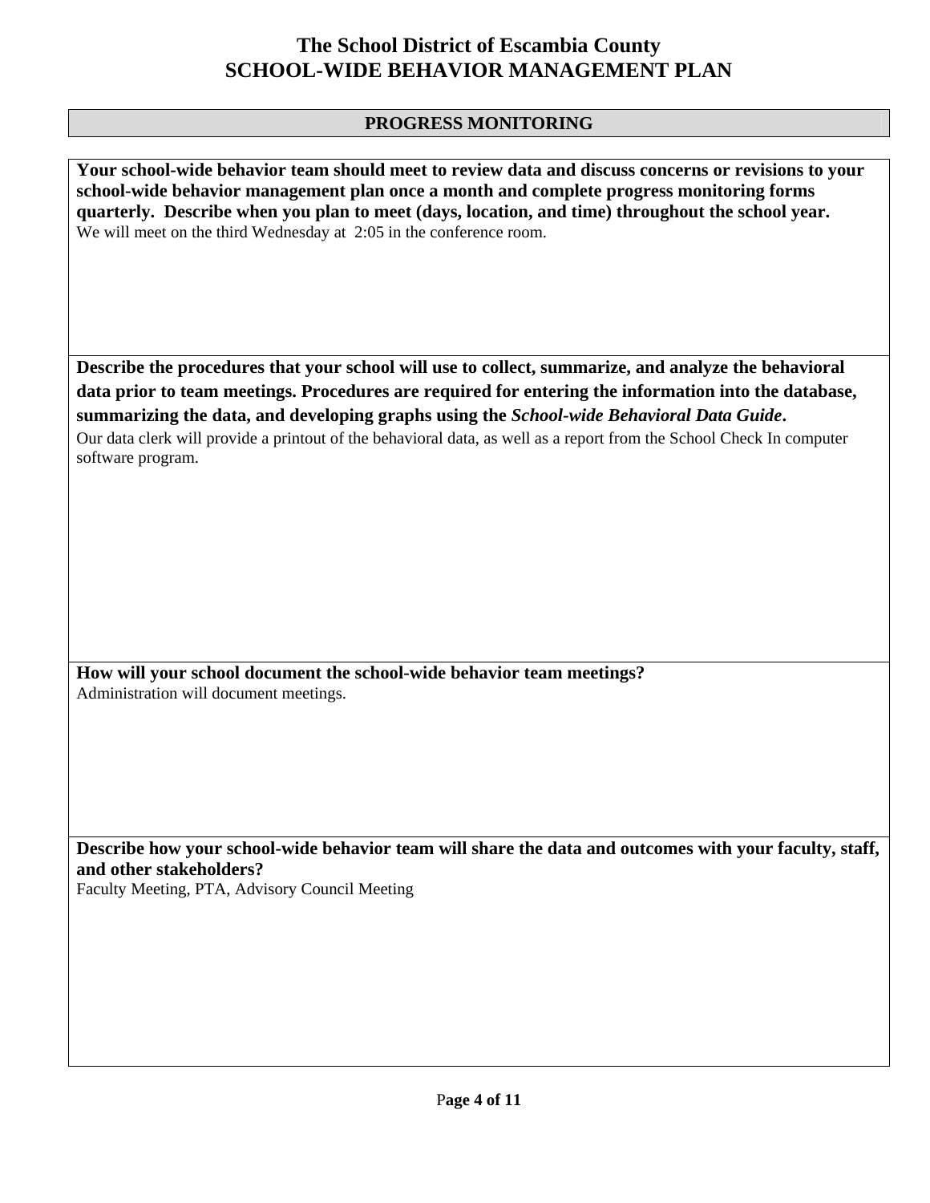# The School District of Escambia County
# SCHOOL-WIDE BEHAVIOR MANAGEMENT PLAN

## PROGRESS MONITORING

**Your school-wide behavior team should meet to review data and discuss concerns or revisions to your school-wide behavior management plan once a month and complete progress monitoring forms quarterly. Describe when you plan to meet (days, location, and time) throughout the school year.**

We will meet on the third Wednesday at 2:05 in the conference room.

**Describe the procedures that your school will use to collect, summarize, and analyze the behavioral data prior to team meetings. Procedures are required for entering the information into the database, summarizing the data, and developing graphs using the *School-wide Behavioral Data Guide*.**

Our data clerk will provide a printout of the behavioral data, as well as a report from the School Check In computer software program.

**How will your school document the school-wide behavior team meetings?**

Administration will document meetings.

**Describe how your school-wide behavior team will share the data and outcomes with your faculty, staff, and other stakeholders?**

Faculty Meeting, PTA, Advisory Council Meeting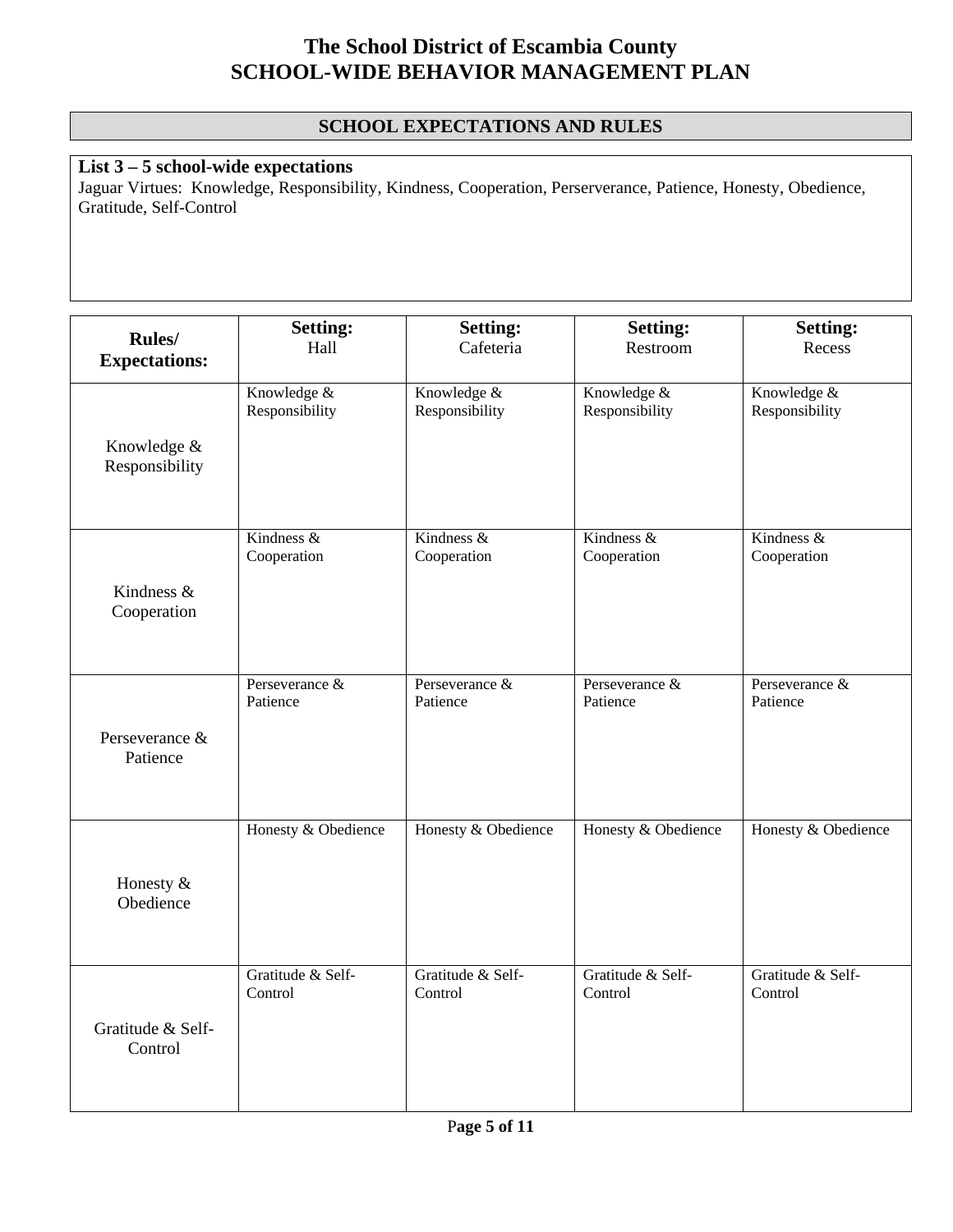# The School District of Escambia County
# SCHOOL-WIDE BEHAVIOR MANAGEMENT PLAN

## SCHOOL EXPECTATIONS AND RULES

**List 3 – 5 school-wide expectations**

Jaguar Virtues: Knowledge, Responsibility, Kindness, Cooperation, Perserverance, Patience, Honesty, Obedience, Gratitude, Self-Control

| **Rules/ Expectations:** | **Setting:** Hall | **Setting:** Cafeteria | **Setting:** Restroom | **Setting:** Recess |
|---|---|---|---|---|
| Knowledge & Responsibility | Knowledge & Responsibility | Knowledge & Responsibility | Knowledge & Responsibility | Knowledge & Responsibility |
| Kindness & Cooperation | Kindness & Cooperation | Kindness & Cooperation | Kindness & Cooperation | Kindness & Cooperation |
| Perseverance & Patience | Perseverance & Patience | Perseverance & Patience | Perseverance & Patience | Perseverance & Patience |
| Honesty & Obedience | Honesty & Obedience | Honesty & Obedience | Honesty & Obedience | Honesty & Obedience |
| Gratitude & Self-Control | Gratitude & Self-Control | Gratitude & Self-Control | Gratitude & Self-Control | Gratitude & Self-Control |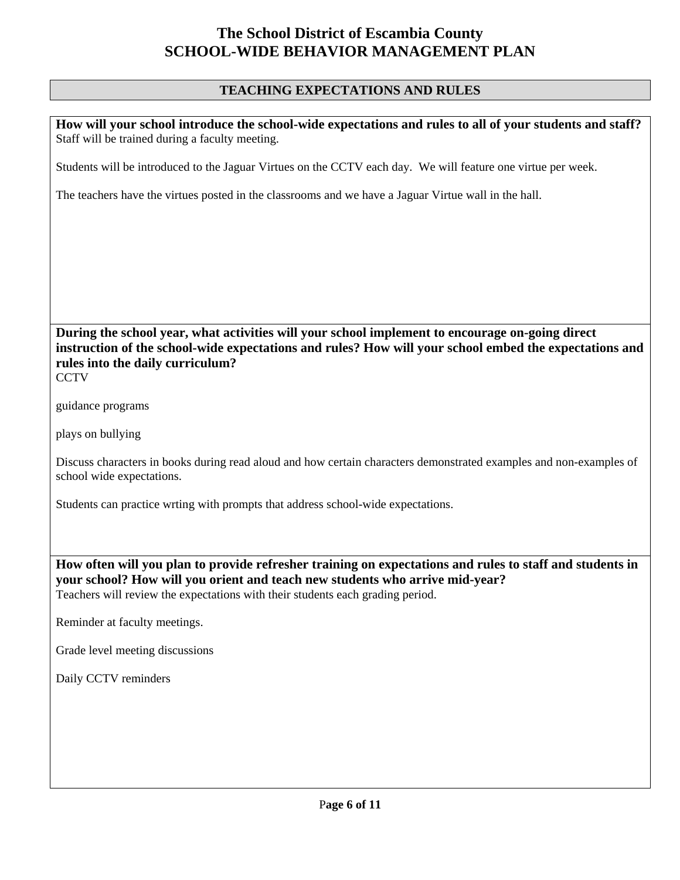# The School District of Escambia County
# SCHOOL-WIDE BEHAVIOR MANAGEMENT PLAN

## TEACHING EXPECTATIONS AND RULES

**How will your school introduce the school-wide expectations and rules to all of your students and staff?**

Staff will be trained during a faculty meeting.

Students will be introduced to the Jaguar Virtues on the CCTV each day. We will feature one virtue per week.

The teachers have the virtues posted in the classrooms and we have a Jaguar Virtue wall in the hall.

**During the school year, what activities will your school implement to encourage on-going direct instruction of the school-wide expectations and rules? How will your school embed the expectations and rules into the daily curriculum?**

CCTV

guidance programs

plays on bullying

Discuss characters in books during read aloud and how certain characters demonstrated examples and non-examples of school wide expectations.

Students can practice wrting with prompts that address school-wide expectations.

**How often will you plan to provide refresher training on expectations and rules to staff and students in your school? How will you orient and teach new students who arrive mid-year?**

Teachers will review the expectations with their students each grading period.

Reminder at faculty meetings.

Grade level meeting discussions

Daily CCTV reminders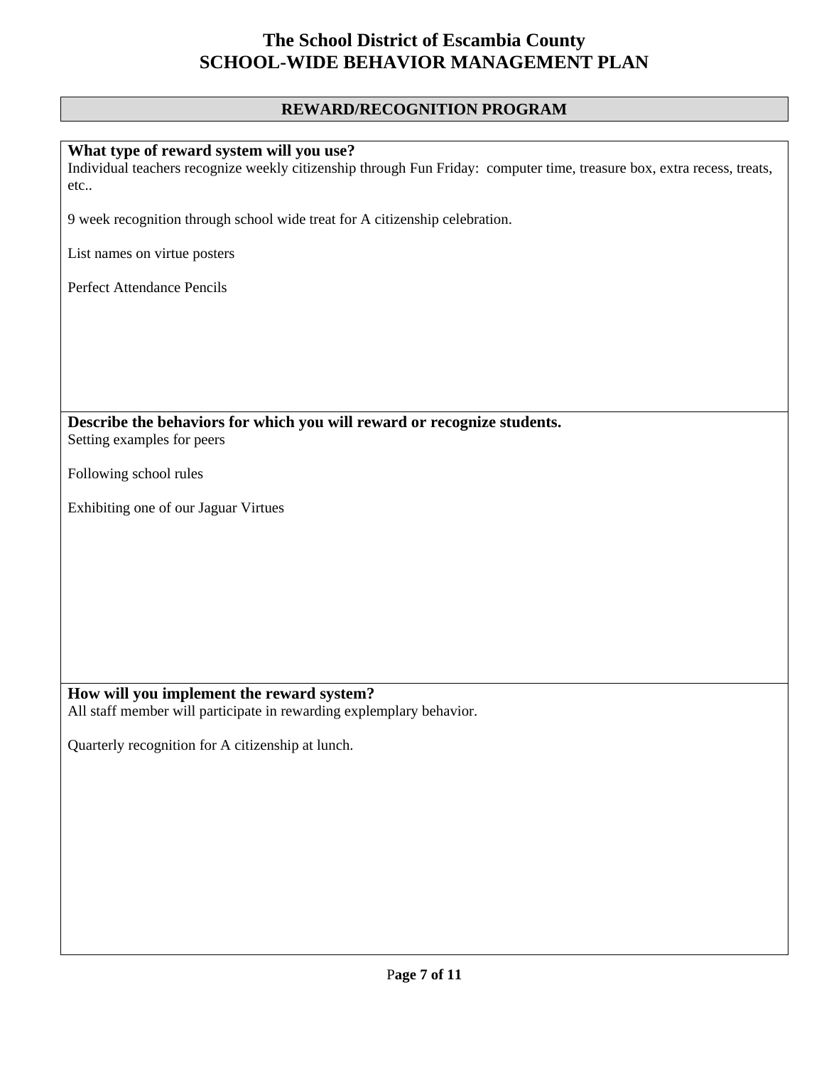# The School District of Escambia County
# SCHOOL-WIDE BEHAVIOR MANAGEMENT PLAN

## REWARD/RECOGNITION PROGRAM

**What type of reward system will you use?**

Individual teachers recognize weekly citizenship through Fun Friday:  computer time, treasure box, extra recess, treats, etc..

9 week recognition through school wide treat for A citizenship celebration.

List names on virtue posters

Perfect Attendance Pencils

**Describe the behaviors for which you will reward or recognize students.**

Setting examples for peers

Following school rules

Exhibiting one of our Jaguar Virtues

**How will you implement the reward system?**

All staff member will participate in rewarding explemplary behavior.

Quarterly recognition for A citizenship at lunch.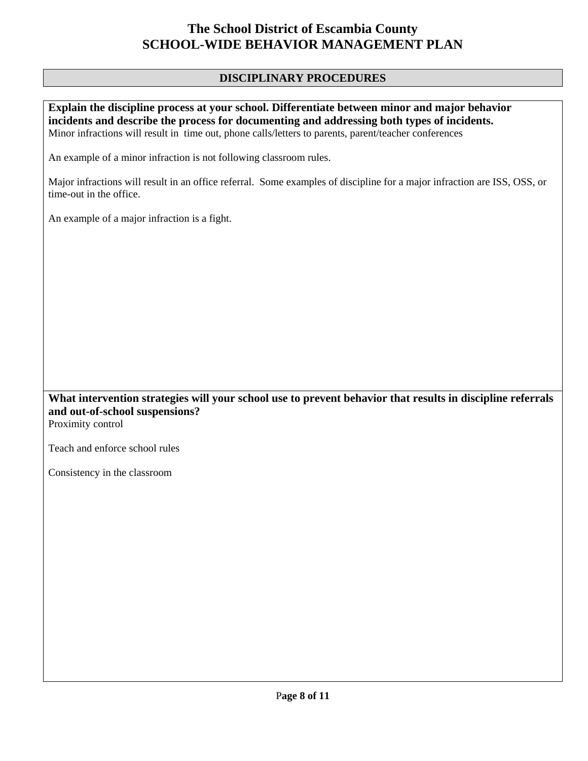# The School District of Escambia County
# SCHOOL-WIDE BEHAVIOR MANAGEMENT PLAN

## DISCIPLINARY PROCEDURES

**Explain the discipline process at your school. Differentiate between minor and major behavior incidents and describe the process for documenting and addressing both types of incidents.**

Minor infractions will result in time out, phone calls/letters to parents, parent/teacher conferences

An example of a minor infraction is not following classroom rules.

Major infractions will result in an office referral. Some examples of discipline for a major infraction are ISS, OSS, or time-out in the office.

An example of a major infraction is a fight.

**What intervention strategies will your school use to prevent behavior that results in discipline referrals and out-of-school suspensions?**

Proximity control

Teach and enforce school rules

Consistency in the classroom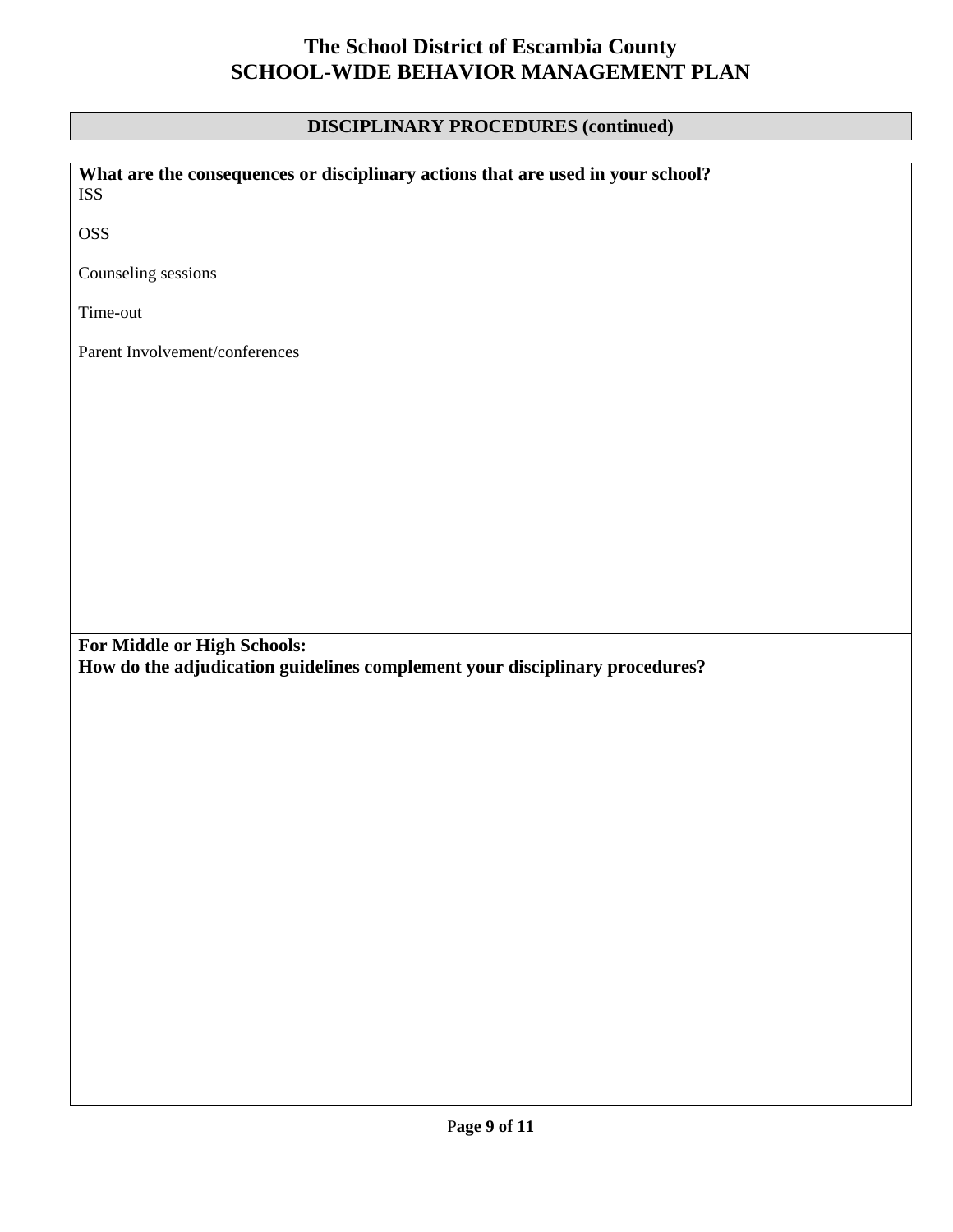# The School District of Escambia County
# SCHOOL-WIDE BEHAVIOR MANAGEMENT PLAN

## DISCIPLINARY PROCEDURES (continued)

**What are the consequences or disciplinary actions that are used in your school?**

ISS

OSS

Counseling sessions

Time-out

Parent Involvement/conferences

**For Middle or High Schools:**
**How do the adjudication guidelines complement your disciplinary procedures?**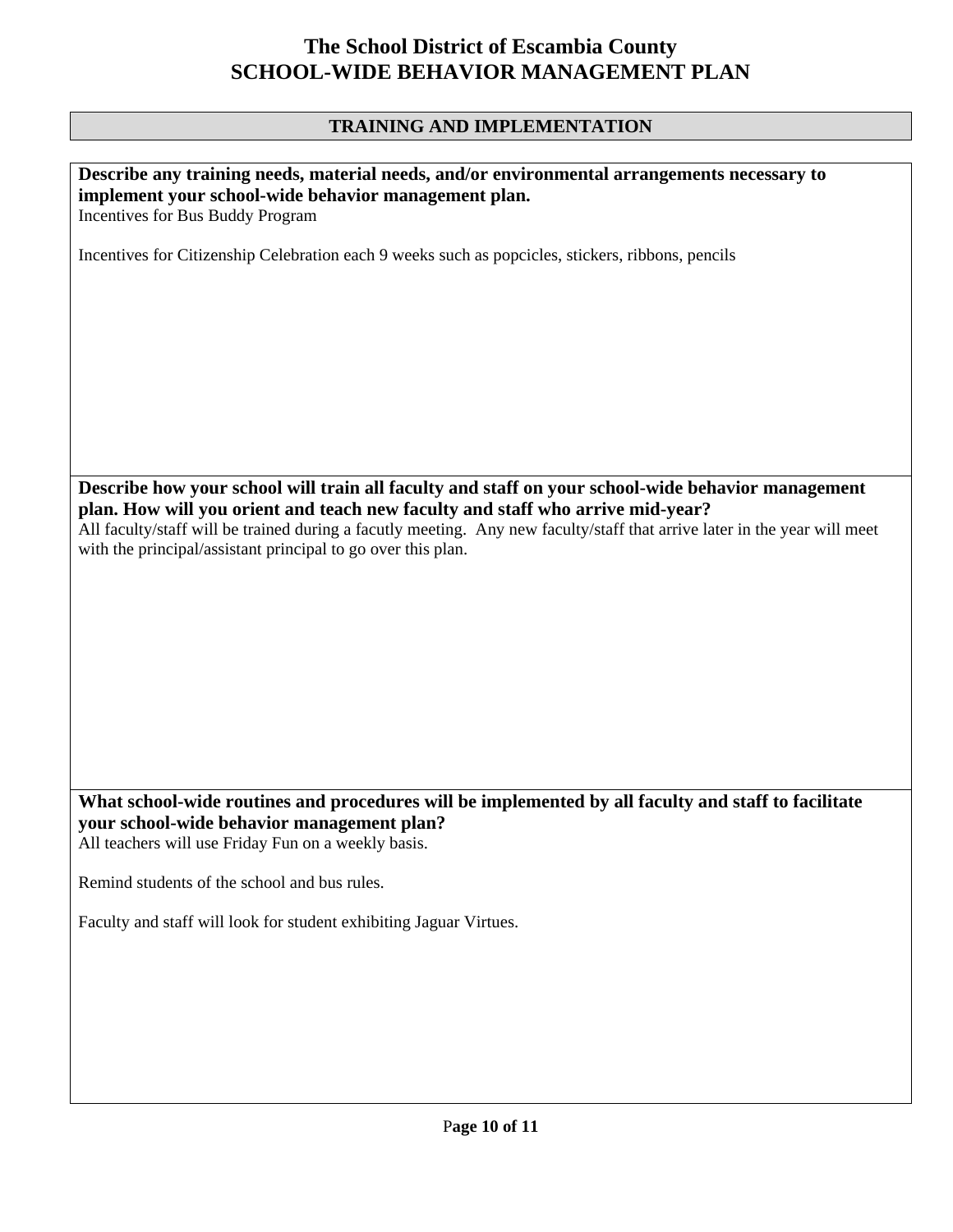# The School District of Escambia County
# SCHOOL-WIDE BEHAVIOR MANAGEMENT PLAN

## TRAINING AND IMPLEMENTATION

**Describe any training needs, material needs, and/or environmental arrangements necessary to implement your school-wide behavior management plan.**

Incentives for Bus Buddy Program

Incentives for Citizenship Celebration each 9 weeks such as popcicles, stickers, ribbons, pencils

**Describe how your school will train all faculty and staff on your school-wide behavior management plan. How will you orient and teach new faculty and staff who arrive mid-year?**

All faculty/staff will be trained during a facutly meeting. Any new faculty/staff that arrive later in the year will meet with the principal/assistant principal to go over this plan.

**What school-wide routines and procedures will be implemented by all faculty and staff to facilitate your school-wide behavior management plan?**

All teachers will use Friday Fun on a weekly basis.

Remind students of the school and bus rules.

Faculty and staff will look for student exhibiting Jaguar Virtues.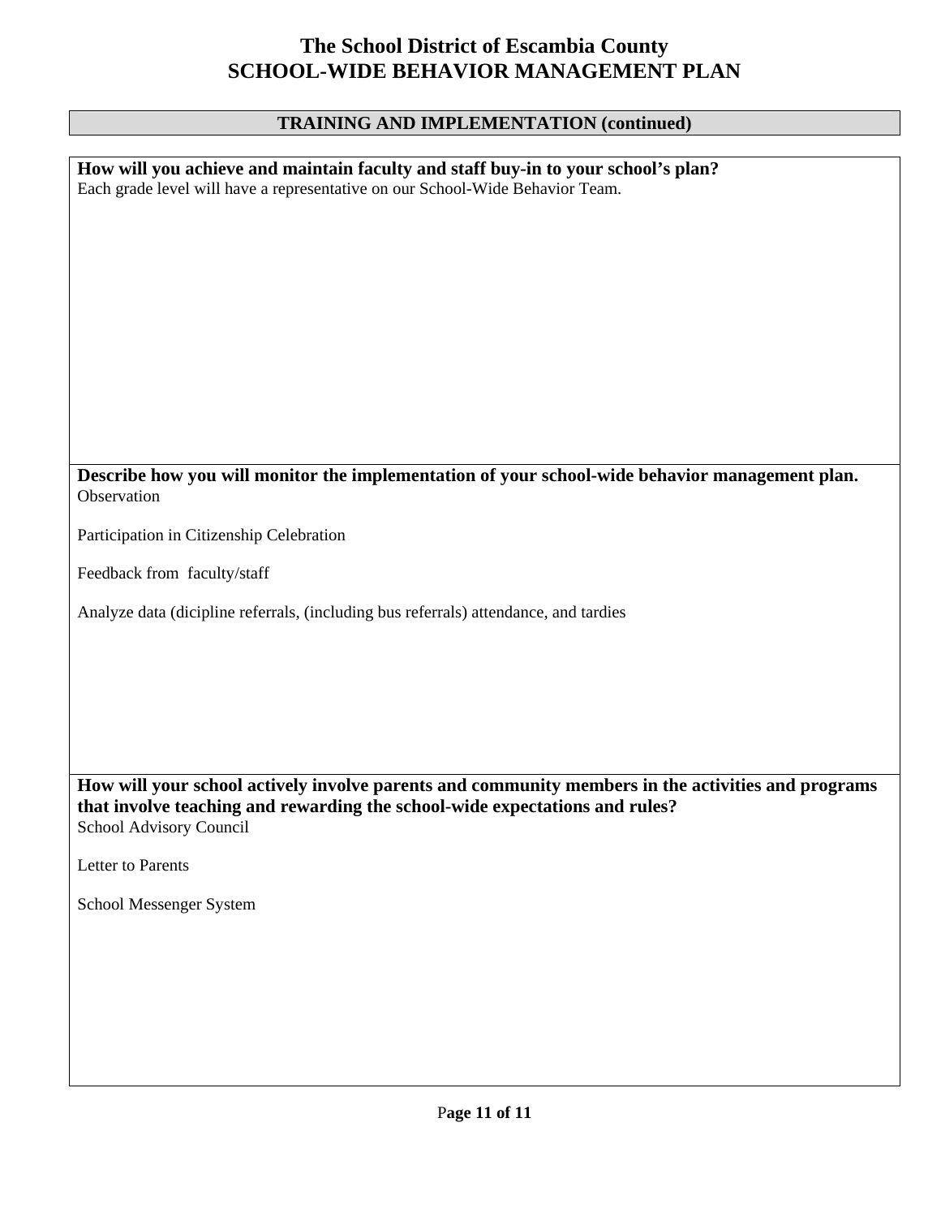# The School District of Escambia County
# SCHOOL-WIDE BEHAVIOR MANAGEMENT PLAN

## TRAINING AND IMPLEMENTATION (continued)

**How will you achieve and maintain faculty and staff buy-in to your school's plan?**

Each grade level will have a representative on our School-Wide Behavior Team.

**Describe how you will monitor the implementation of your school-wide behavior management plan.**

Observation

Participation in Citizenship Celebration

Feedback from faculty/staff

Analyze data (dicipline referrals, (including bus referrals) attendance, and tardies

**How will your school actively involve parents and community members in the activities and programs that involve teaching and rewarding the school-wide expectations and rules?**

School Advisory Council

Letter to Parents

School Messenger System